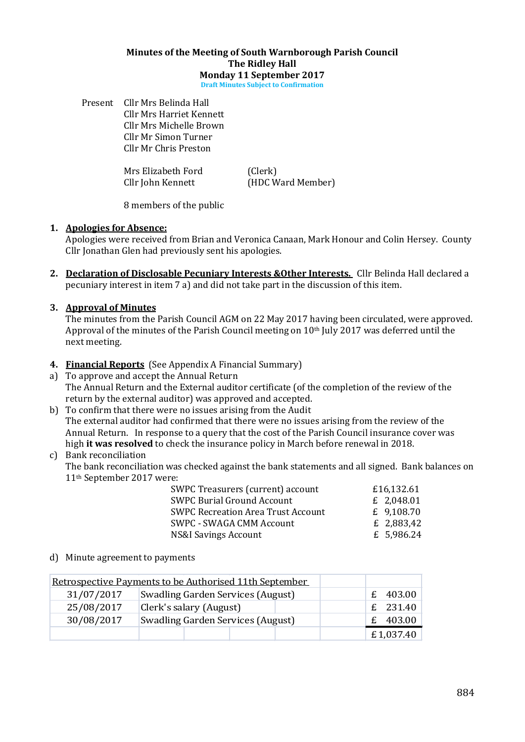# Minutes of the Meeting of South Warnborough Parish Council
## The Ridley Hall
## Monday 11 September 2017
**Draft Minutes Subject to Confirmation**

Present Cllr Mrs Belinda Hall
Cllr Mrs Harriet Kennett
Cllr Mrs Michelle Brown
Cllr Mr Simon Turner
Cllr Mr Chris Preston

Mrs Elizabeth Ford (Clerk)
Cllr John Kennett (HDC Ward Member)

8 members of the public

1. **Apologies for Absence:**
Apologies were received from Brian and Veronica Canaan, Mark Honour and Colin Hersey. County Cllr Jonathan Glen had previously sent his apologies.

2. **Declaration of Disclosable Pecuniary Interests &Other Interests.** Cllr Belinda Hall declared a pecuniary interest in item 7 a) and did not take part in the discussion of this item.

3. **Approval of Minutes**
The minutes from the Parish Council AGM on 22 May 2017 having been circulated, were approved. Approval of the minutes of the Parish Council meeting on 10th July 2017 was deferred until the next meeting.

4. **Financial Reports** (See Appendix A Financial Summary)

a) To approve and accept the Annual Return
The Annual Return and the External auditor certificate (of the completion of the review of the return by the external auditor) was approved and accepted.

b) To confirm that there were no issues arising from the Audit
The external auditor had confirmed that there were no issues arising from the review of the Annual Return. In response to a query that the cost of the Parish Council insurance cover was high **it was resolved** to check the insurance policy in March before renewal in 2018.

c) Bank reconciliation
The bank reconciliation was checked against the bank statements and all signed. Bank balances on 11th September 2017 were:

| | |
|---|---|
| SWPC Treasurers (current) account | £16,132.61 |
| SWPC Burial Ground Account | £ 2,048.01 |
| SWPC Recreation Area Trust Account | £ 9,108.70 |
| SWPC - SWAGA CMM Account | £ 2,883,42 |
| NS&I Savings Account | £ 5,986.24 |

d) Minute agreement to payments

| Retrospective Payments to be Authorised 11th September | | |
|---|---|---|
| 31/07/2017 | Swadling Garden Services (August) | £ 403.00 |
| 25/08/2017 | Clerk's salary (August) | £ 231.40 |
| 30/08/2017 | Swadling Garden Services (August) | £ 403.00 |
| | | £ 1,037.40 |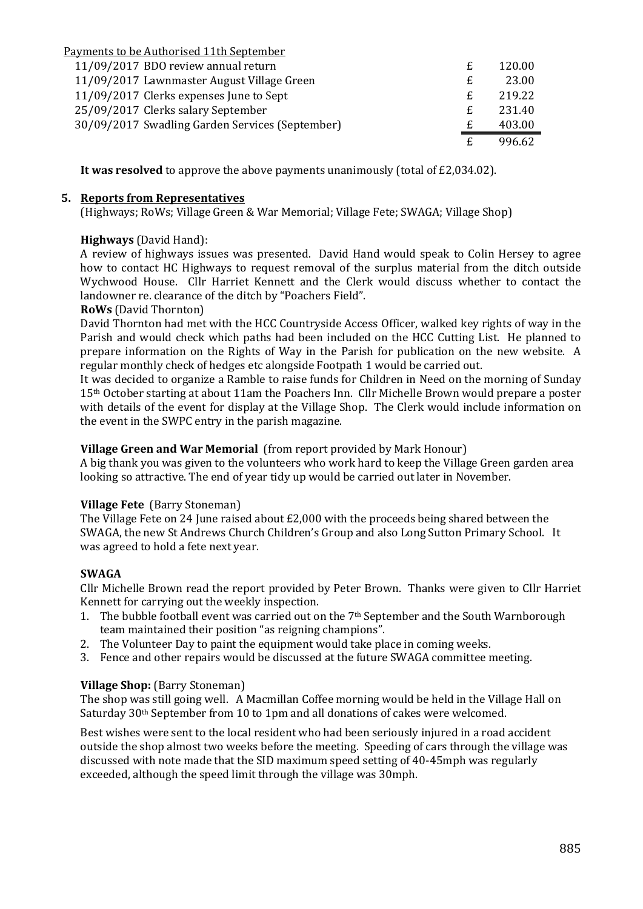Payments to be Authorised 11th September

| Date | Description | | Amount |
|---|---|---|---|
| 11/09/2017 | BDO review annual return | £ | 120.00 |
| 11/09/2017 | Lawnmaster August Village Green | £ | 23.00 |
| 11/09/2017 | Clerks expenses June to Sept | £ | 219.22 |
| 25/09/2017 | Clerks salary September | £ | 231.40 |
| 30/09/2017 | Swadling Garden Services (September) | £ | 403.00 |
| | | £ | 996.62 |

**It was resolved** to approve the above payments unanimously (total of £2,034.02).

## 5. Reports from Representatives

(Highways; RoWs; Village Green & War Memorial; Village Fete; SWAGA; Village Shop)

**Highways** (David Hand):

A review of highways issues was presented. David Hand would speak to Colin Hersey to agree how to contact HC Highways to request removal of the surplus material from the ditch outside Wychwood House. Cllr Harriet Kennett and the Clerk would discuss whether to contact the landowner re. clearance of the ditch by "Poachers Field".

**RoWs** (David Thornton)

David Thornton had met with the HCC Countryside Access Officer, walked key rights of way in the Parish and would check which paths had been included on the HCC Cutting List. He planned to prepare information on the Rights of Way in the Parish for publication on the new website. A regular monthly check of hedges etc alongside Footpath 1 would be carried out.

It was decided to organize a Ramble to raise funds for Children in Need on the morning of Sunday 15th October starting at about 11am the Poachers Inn. Cllr Michelle Brown would prepare a poster with details of the event for display at the Village Shop. The Clerk would include information on the event in the SWPC entry in the parish magazine.

**Village Green and War Memorial** (from report provided by Mark Honour)

A big thank you was given to the volunteers who work hard to keep the Village Green garden area looking so attractive. The end of year tidy up would be carried out later in November.

**Village Fete** (Barry Stoneman)

The Village Fete on 24 June raised about £2,000 with the proceeds being shared between the SWAGA, the new St Andrews Church Children's Group and also Long Sutton Primary School. It was agreed to hold a fete next year.

**SWAGA**

Cllr Michelle Brown read the report provided by Peter Brown. Thanks were given to Cllr Harriet Kennett for carrying out the weekly inspection.

1. The bubble football event was carried out on the 7th September and the South Warnborough team maintained their position "as reigning champions".
2. The Volunteer Day to paint the equipment would take place in coming weeks.
3. Fence and other repairs would be discussed at the future SWAGA committee meeting.

**Village Shop:** (Barry Stoneman)

The shop was still going well. A Macmillan Coffee morning would be held in the Village Hall on Saturday 30th September from 10 to 1pm and all donations of cakes were welcomed.

Best wishes were sent to the local resident who had been seriously injured in a road accident outside the shop almost two weeks before the meeting. Speeding of cars through the village was discussed with note made that the SID maximum speed setting of 40-45mph was regularly exceeded, although the speed limit through the village was 30mph.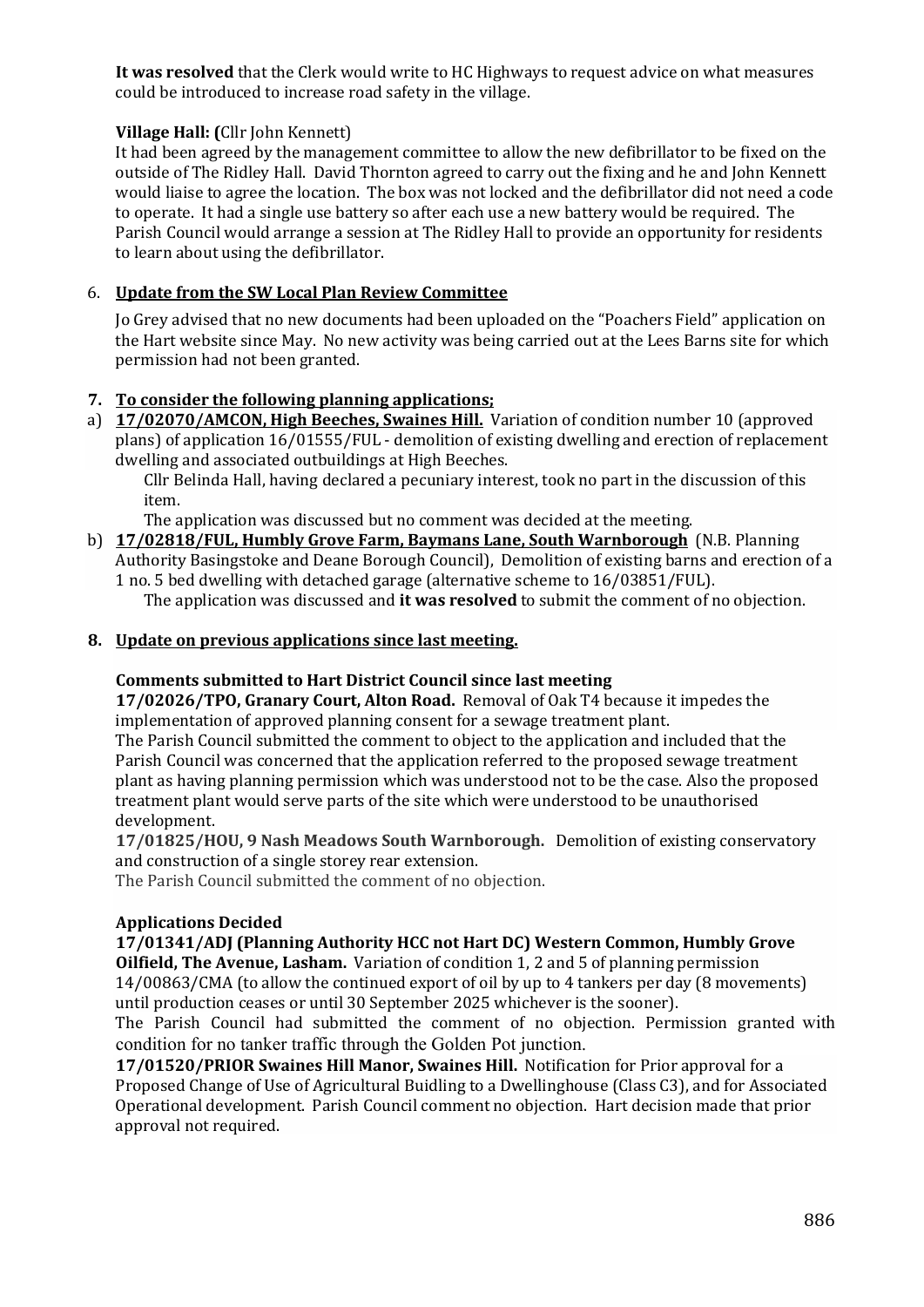**It was resolved** that the Clerk would write to HC Highways to request advice on what measures could be introduced to increase road safety in the village.

**Village Hall: (**Cllr John Kennett)

It had been agreed by the management committee to allow the new defibrillator to be fixed on the outside of The Ridley Hall. David Thornton agreed to carry out the fixing and he and John Kennett would liaise to agree the location. The box was not locked and the defibrillator did not need a code to operate. It had a single use battery so after each use a new battery would be required. The Parish Council would arrange a session at The Ridley Hall to provide an opportunity for residents to learn about using the defibrillator.

6. **Update from the SW Local Plan Review Committee**

   Jo Grey advised that no new documents had been uploaded on the "Poachers Field" application on the Hart website since May. No new activity was being carried out at the Lees Barns site for which permission had not been granted.

**7. To consider the following planning applications;**

a) **17/02070/AMCON, High Beeches, Swaines Hill.** Variation of condition number 10 (approved plans) of application 16/01555/FUL - demolition of existing dwelling and erection of replacement dwelling and associated outbuildings at High Beeches.

   Cllr Belinda Hall, having declared a pecuniary interest, took no part in the discussion of this item.

   The application was discussed but no comment was decided at the meeting.

b) **17/02818/FUL, Humbly Grove Farm, Baymans Lane, South Warnborough** (N.B. Planning Authority Basingstoke and Deane Borough Council), Demolition of existing barns and erection of a 1 no. 5 bed dwelling with detached garage (alternative scheme to 16/03851/FUL).

   The application was discussed and **it was resolved** to submit the comment of no objection.

**8. Update on previous applications since last meeting.**

**Comments submitted to Hart District Council since last meeting**

**17/02026/TPO, Granary Court, Alton Road.** Removal of Oak T4 because it impedes the implementation of approved planning consent for a sewage treatment plant.

The Parish Council submitted the comment to object to the application and included that the Parish Council was concerned that the application referred to the proposed sewage treatment plant as having planning permission which was understood not to be the case. Also the proposed treatment plant would serve parts of the site which were understood to be unauthorised development.

**17/01825/HOU, 9 Nash Meadows South Warnborough.** Demolition of existing conservatory and construction of a single storey rear extension.

The Parish Council submitted the comment of no objection.

**Applications Decided**

**17/01341/ADJ (Planning Authority HCC not Hart DC) Western Common, Humbly Grove Oilfield, The Avenue, Lasham.** Variation of condition 1, 2 and 5 of planning permission 14/00863/CMA (to allow the continued export of oil by up to 4 tankers per day (8 movements) until production ceases or until 30 September 2025 whichever is the sooner).

The Parish Council had submitted the comment of no objection. Permission granted with condition for no tanker traffic through the Golden Pot junction.

**17/01520/PRIOR Swaines Hill Manor, Swaines Hill.** Notification for Prior approval for a Proposed Change of Use of Agricultural Buidling to a Dwellinghouse (Class C3), and for Associated Operational development. Parish Council comment no objection. Hart decision made that prior approval not required.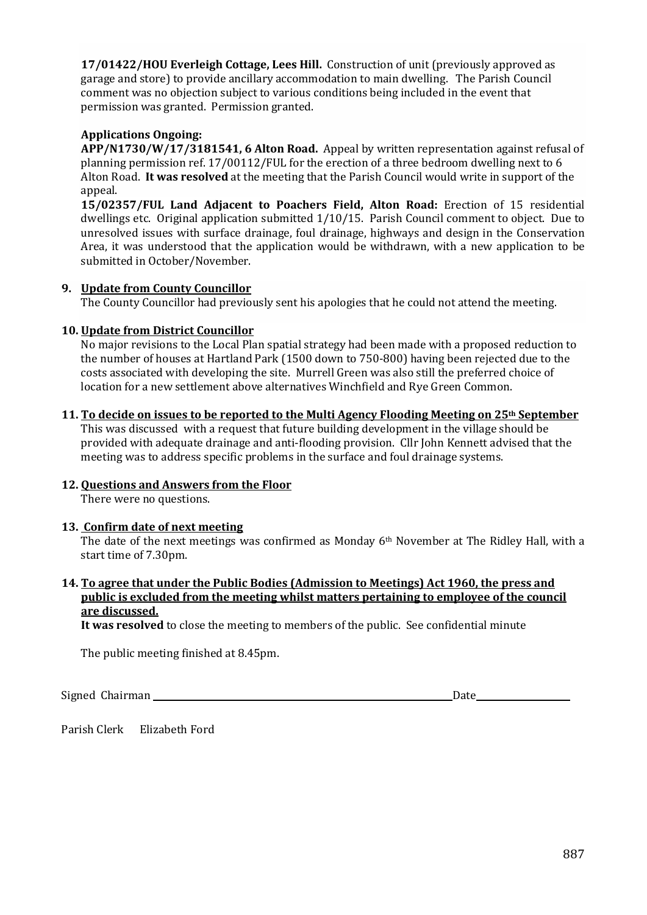**17/01422/HOU Everleigh Cottage, Lees Hill.** Construction of unit (previously approved as garage and store) to provide ancillary accommodation to main dwelling. The Parish Council comment was no objection subject to various conditions being included in the event that permission was granted. Permission granted.

**Applications Ongoing:**

**APP/N1730/W/17/3181541, 6 Alton Road.** Appeal by written representation against refusal of planning permission ref. 17/00112/FUL for the erection of a three bedroom dwelling next to 6 Alton Road. **It was resolved** at the meeting that the Parish Council would write in support of the appeal.

**15/02357/FUL Land Adjacent to Poachers Field, Alton Road:** Erection of 15 residential dwellings etc. Original application submitted 1/10/15. Parish Council comment to object. Due to unresolved issues with surface drainage, foul drainage, highways and design in the Conservation Area, it was understood that the application would be withdrawn, with a new application to be submitted in October/November.

**9. Update from County Councillor**

The County Councillor had previously sent his apologies that he could not attend the meeting.

**10. Update from District Councillor**

No major revisions to the Local Plan spatial strategy had been made with a proposed reduction to the number of houses at Hartland Park (1500 down to 750-800) having been rejected due to the costs associated with developing the site. Murrell Green was also still the preferred choice of location for a new settlement above alternatives Winchfield and Rye Green Common.

**11. To decide on issues to be reported to the Multi Agency Flooding Meeting on 25th September**

This was discussed with a request that future building development in the village should be provided with adequate drainage and anti-flooding provision. Cllr John Kennett advised that the meeting was to address specific problems in the surface and foul drainage systems.

**12. Questions and Answers from the Floor**

There were no questions.

**13. Confirm date of next meeting**

The date of the next meetings was confirmed as Monday 6th November at The Ridley Hall, with a start time of 7.30pm.

**14. To agree that under the Public Bodies (Admission to Meetings) Act 1960, the press and public is excluded from the meeting whilst matters pertaining to employee of the council are discussed.**

**It was resolved** to close the meeting to members of the public. See confidential minute

The public meeting finished at 8.45pm.

Signed Chairman ______________________________ Date ______________

Parish Clerk Elizabeth Ford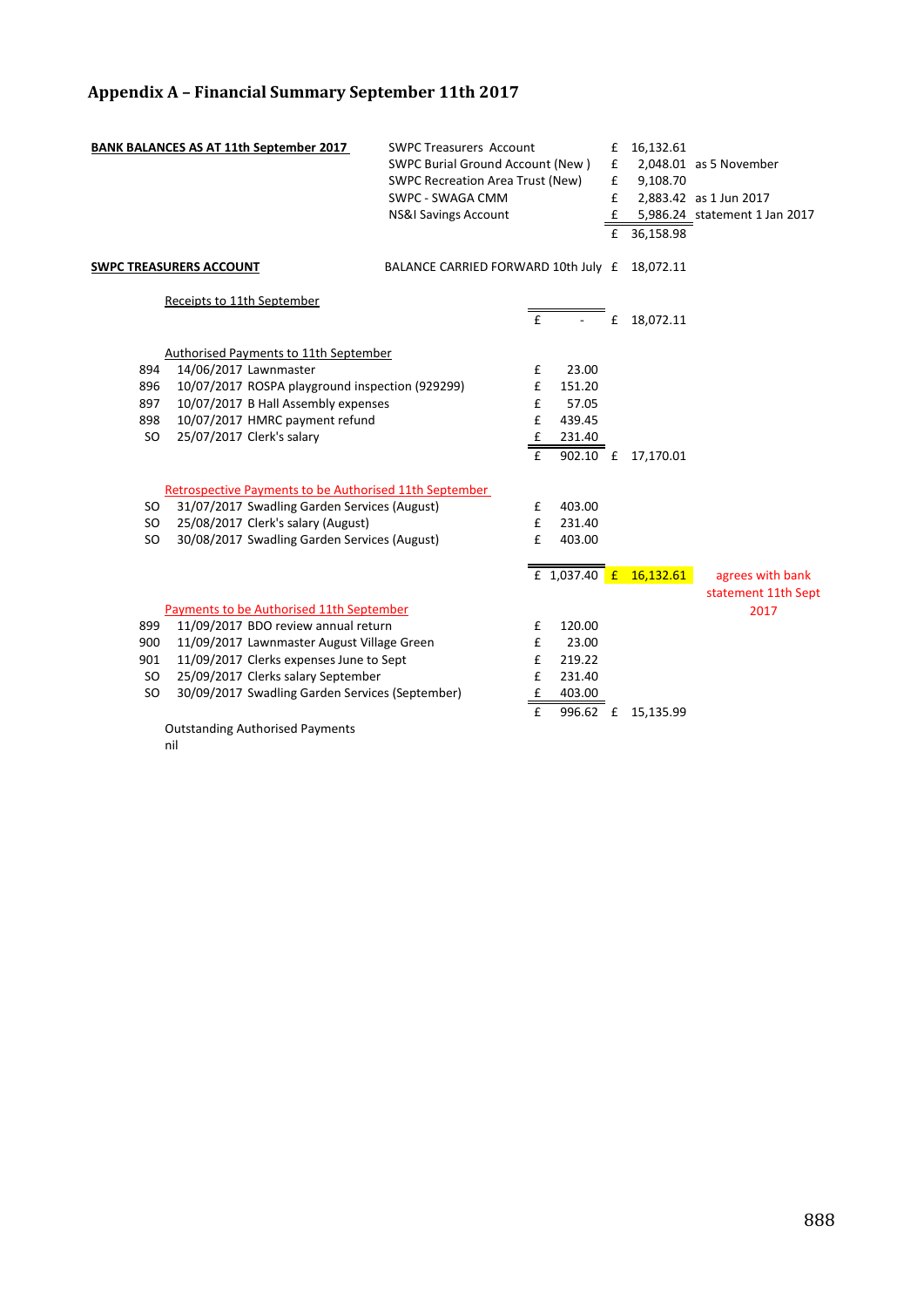## Appendix A – Financial Summary September 11th 2017

| | | | | |
|---|---|---|---|---|
| **BANK BALANCES AS AT 11th September 2017** | SWPC Treasurers Account | £ | 16,132.61 | |
| | SWPC Burial Ground Account (New ) | £ | 2,048.01 | as 5 November |
| | SWPC Recreation Area Trust (New) | £ | 9,108.70 | |
| | SWPC - SWAGA CMM | £ | 2,883.42 | as 1 Jun 2017 |
| | NS&I Savings Account | £ | 5,986.24 | statement 1 Jan 2017 |
| | | £ | 36,158.98 | |

**SWPC TREASURERS ACCOUNT** BALANCE CARRIED FORWARD 10th July £ 18,072.11

| | | | | | | |
|---|---|---|---|---|---|---|
| | Receipts to 11th September | | | | | |
| | | £ | - | £ | 18,072.11 | |
| | Authorised Payments to 11th September | | | | | |
| 894 | 14/06/2017 Lawnmaster | £ | 23.00 | | | |
| 896 | 10/07/2017 ROSPA playground inspection (929299) | £ | 151.20 | | | |
| 897 | 10/07/2017 B Hall Assembly expenses | £ | 57.05 | | | |
| 898 | 10/07/2017 HMRC payment refund | £ | 439.45 | | | |
| SO | 25/07/2017 Clerk's salary | £ | 231.40 | | | |
| | | £ | 902.10 | £ | 17,170.01 | |
| | Retrospective Payments to be Authorised 11th September | | | | | |
| SO | 31/07/2017 Swadling Garden Services (August) | £ | 403.00 | | | |
| SO | 25/08/2017 Clerk's salary (August) | £ | 231.40 | | | |
| SO | 30/08/2017 Swadling Garden Services (August) | £ | 403.00 | | | |
| | | £ | 1,037.40 | £ | 16,132.61 | agrees with bank statement 11th Sept 2017 |
| | Payments to be Authorised 11th September | | | | | |
| 899 | 11/09/2017 BDO review annual return | £ | 120.00 | | | |
| 900 | 11/09/2017 Lawnmaster August Village Green | £ | 23.00 | | | |
| 901 | 11/09/2017 Clerks expenses June to Sept | £ | 219.22 | | | |
| SO | 25/09/2017 Clerks salary September | £ | 231.40 | | | |
| SO | 30/09/2017 Swadling Garden Services (September) | £ | 403.00 | | | |
| | | £ | 996.62 | £ | 15,135.99 | |

Outstanding Authorised Payments
nil